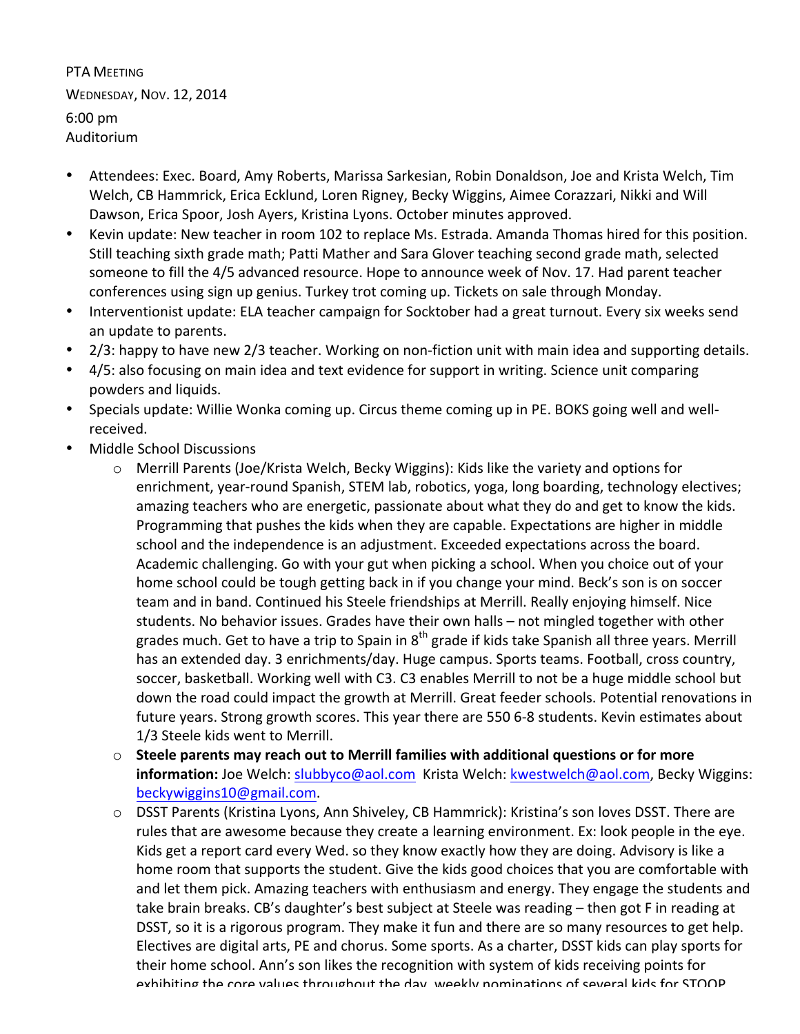PTA Meeting
Wednesday, Nov. 12, 2014
6:00 pm
Auditorium

- Attendees: Exec. Board, Amy Roberts, Marissa Sarkesian, Robin Donaldson, Joe and Krista Welch, Tim Welch, CB Hammrick, Erica Ecklund, Loren Rigney, Becky Wiggins, Aimee Corazzari, Nikki and Will Dawson, Erica Spoor, Josh Ayers, Kristina Lyons. October minutes approved.
- Kevin update: New teacher in room 102 to replace Ms. Estrada. Amanda Thomas hired for this position. Still teaching sixth grade math; Patti Mather and Sara Glover teaching second grade math, selected someone to fill the 4/5 advanced resource. Hope to announce week of Nov. 17. Had parent teacher conferences using sign up genius. Turkey trot coming up. Tickets on sale through Monday.
- Interventionist update: ELA teacher campaign for Socktober had a great turnout. Every six weeks send an update to parents.
- 2/3: happy to have new 2/3 teacher. Working on non-fiction unit with main idea and supporting details.
- 4/5: also focusing on main idea and text evidence for support in writing. Science unit comparing powders and liquids.
- Specials update: Willie Wonka coming up. Circus theme coming up in PE. BOKS going well and well-received.
- Middle School Discussions
  - Merrill Parents (Joe/Krista Welch, Becky Wiggins): Kids like the variety and options for enrichment, year-round Spanish, STEM lab, robotics, yoga, long boarding, technology electives; amazing teachers who are energetic, passionate about what they do and get to know the kids. Programming that pushes the kids when they are capable. Expectations are higher in middle school and the independence is an adjustment. Exceeded expectations across the board. Academic challenging. Go with your gut when picking a school. When you choice out of your home school could be tough getting back in if you change your mind. Beck's son is on soccer team and in band. Continued his Steele friendships at Merrill. Really enjoying himself. Nice students. No behavior issues. Grades have their own halls – not mingled together with other grades much. Get to have a trip to Spain in 8th grade if kids take Spanish all three years. Merrill has an extended day. 3 enrichments/day. Huge campus. Sports teams. Football, cross country, soccer, basketball. Working well with C3. C3 enables Merrill to not be a huge middle school but down the road could impact the growth at Merrill. Great feeder schools. Potential renovations in future years. Strong growth scores. This year there are 550 6-8 students. Kevin estimates about 1/3 Steele kids went to Merrill.
  - **Steele parents may reach out to Merrill families with additional questions or for more information:** Joe Welch: slubbyco@aol.com Krista Welch: kwestwelch@aol.com, Becky Wiggins: beckywiggins10@gmail.com.
  - DSST Parents (Kristina Lyons, Ann Shiveley, CB Hammrick): Kristina's son loves DSST. There are rules that are awesome because they create a learning environment. Ex: look people in the eye. Kids get a report card every Wed. so they know exactly how they are doing. Advisory is like a home room that supports the student. Give the kids good choices that you are comfortable with and let them pick. Amazing teachers with enthusiasm and energy. They engage the students and take brain breaks. CB's daughter's best subject at Steele was reading – then got F in reading at DSST, so it is a rigorous program. They make it fun and there are so many resources to get help. Electives are digital arts, PE and chorus. Some sports. As a charter, DSST kids can play sports for their home school. Ann's son likes the recognition with system of kids receiving points for exhibiting the core values throughout the day, weekly nominations of several kids for STOOP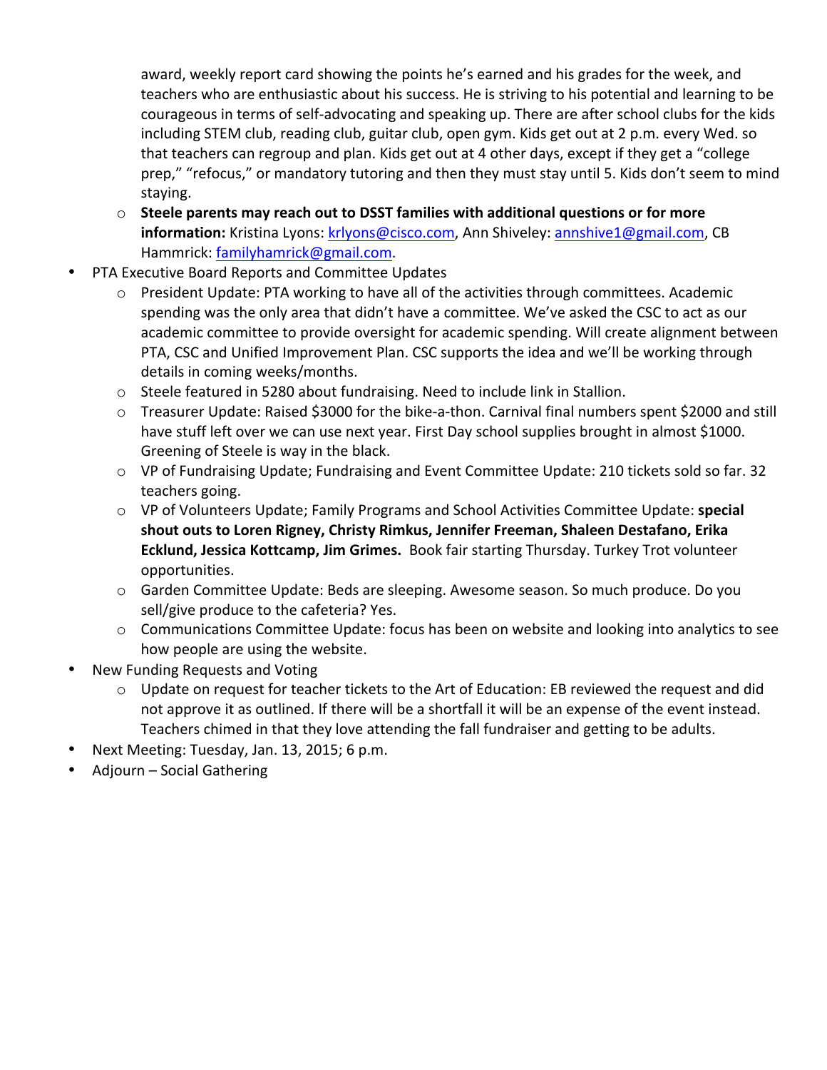award, weekly report card showing the points he's earned and his grades for the week, and teachers who are enthusiastic about his success. He is striving to his potential and learning to be courageous in terms of self-advocating and speaking up. There are after school clubs for the kids including STEM club, reading club, guitar club, open gym. Kids get out at 2 p.m. every Wed. so that teachers can regroup and plan. Kids get out at 4 other days, except if they get a "college prep," "refocus," or mandatory tutoring and then they must stay until 5. Kids don't seem to mind staying.
    - **Steele parents may reach out to DSST families with additional questions or for more information:** Kristina Lyons: krlyons@cisco.com, Ann Shiveley: annshive1@gmail.com, CB Hammrick: familyhamrick@gmail.com.
- PTA Executive Board Reports and Committee Updates
    - President Update: PTA working to have all of the activities through committees. Academic spending was the only area that didn't have a committee. We've asked the CSC to act as our academic committee to provide oversight for academic spending. Will create alignment between PTA, CSC and Unified Improvement Plan. CSC supports the idea and we'll be working through details in coming weeks/months.
    - Steele featured in 5280 about fundraising. Need to include link in Stallion.
    - Treasurer Update: Raised $3000 for the bike-a-thon. Carnival final numbers spent $2000 and still have stuff left over we can use next year. First Day school supplies brought in almost $1000. Greening of Steele is way in the black.
    - VP of Fundraising Update; Fundraising and Event Committee Update: 210 tickets sold so far. 32 teachers going.
    - VP of Volunteers Update; Family Programs and School Activities Committee Update: **special shout outs to Loren Rigney, Christy Rimkus, Jennifer Freeman, Shaleen Destafano, Erika Ecklund, Jessica Kottcamp, Jim Grimes.** Book fair starting Thursday. Turkey Trot volunteer opportunities.
    - Garden Committee Update: Beds are sleeping. Awesome season. So much produce. Do you sell/give produce to the cafeteria? Yes.
    - Communications Committee Update: focus has been on website and looking into analytics to see how people are using the website.
- New Funding Requests and Voting
    - Update on request for teacher tickets to the Art of Education: EB reviewed the request and did not approve it as outlined. If there will be a shortfall it will be an expense of the event instead. Teachers chimed in that they love attending the fall fundraiser and getting to be adults.
- Next Meeting: Tuesday, Jan. 13, 2015; 6 p.m.
- Adjourn – Social Gathering